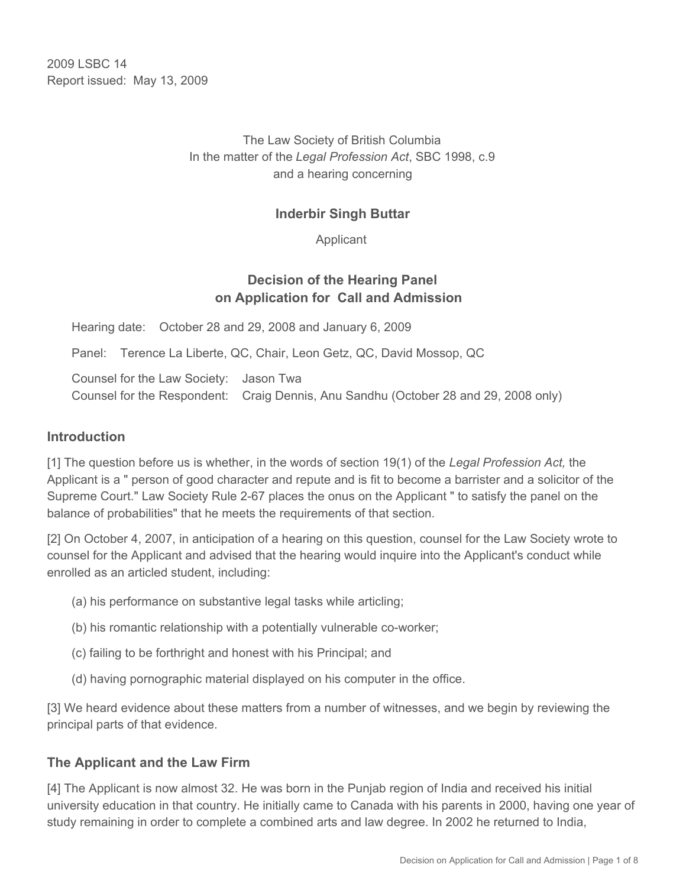2009 LSBC 14
Report issued: May 13, 2009

The Law Society of British Columbia
In the matter of the *Legal Profession Act*, SBC 1998, c.9
and a hearing concerning

**Inderbir Singh Buttar**

Applicant

**Decision of the Hearing Panel**
**on Application for Call and Admission**

Hearing date: October 28 and 29, 2008 and January 6, 2009

Panel: Terence La Liberte, QC, Chair, Leon Getz, QC, David Mossop, QC

Counsel for the Law Society: Jason Twa
Counsel for the Respondent: Craig Dennis, Anu Sandhu (October 28 and 29, 2008 only)

## Introduction

[1] The question before us is whether, in the words of section 19(1) of the *Legal Profession Act,* the Applicant is a " person of good character and repute and is fit to become a barrister and a solicitor of the Supreme Court." Law Society Rule 2-67 places the onus on the Applicant " to satisfy the panel on the balance of probabilities" that he meets the requirements of that section.

[2] On October 4, 2007, in anticipation of a hearing on this question, counsel for the Law Society wrote to counsel for the Applicant and advised that the hearing would inquire into the Applicant's conduct while enrolled as an articled student, including:

(a) his performance on substantive legal tasks while articling;

(b) his romantic relationship with a potentially vulnerable co-worker;

(c) failing to be forthright and honest with his Principal; and

(d) having pornographic material displayed on his computer in the office.

[3] We heard evidence about these matters from a number of witnesses, and we begin by reviewing the principal parts of that evidence.

## The Applicant and the Law Firm

[4] The Applicant is now almost 32. He was born in the Punjab region of India and received his initial university education in that country. He initially came to Canada with his parents in 2000, having one year of study remaining in order to complete a combined arts and law degree. In 2002 he returned to India,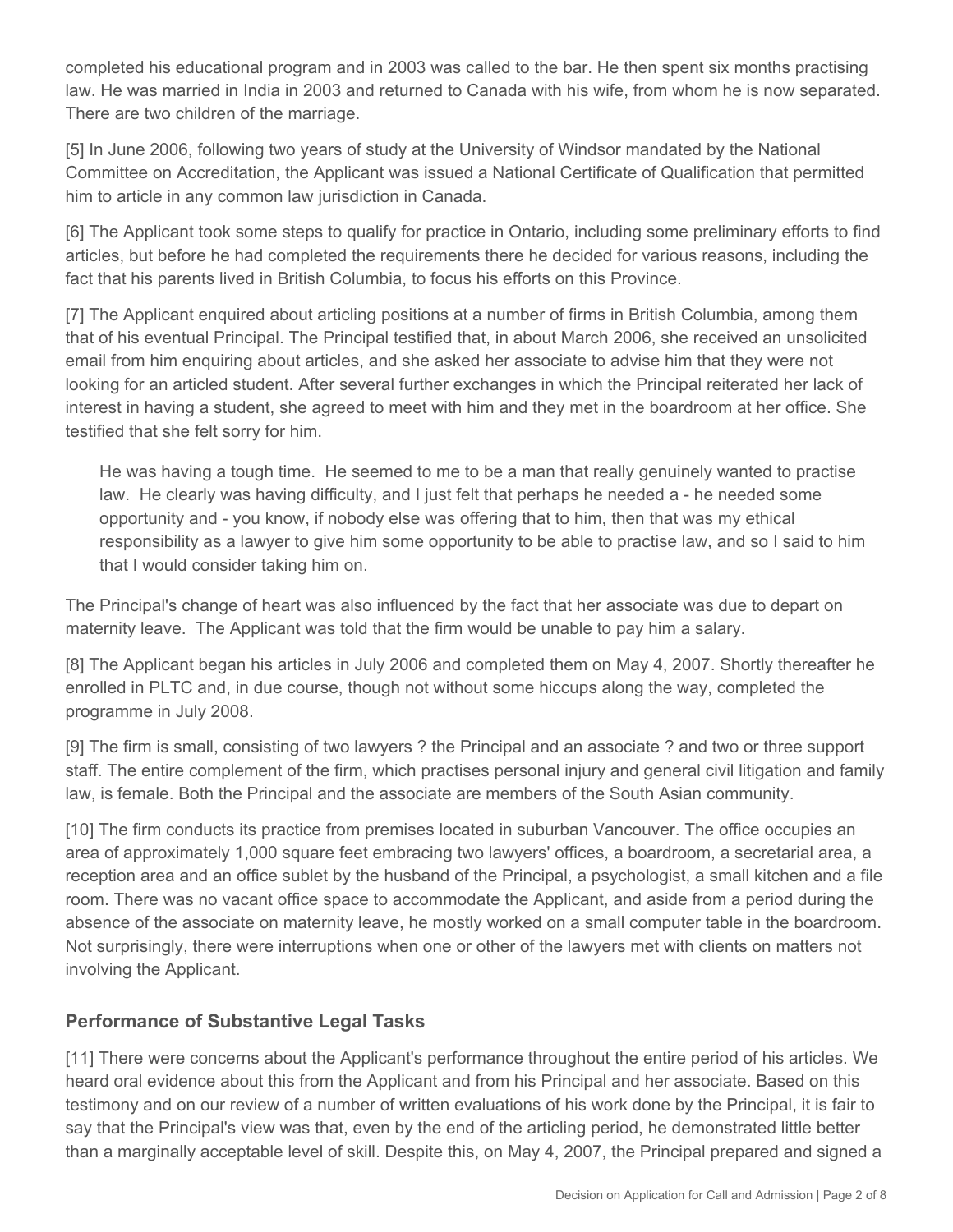completed his educational program and in 2003 was called to the bar. He then spent six months practising law. He was married in India in 2003 and returned to Canada with his wife, from whom he is now separated. There are two children of the marriage.

[5] In June 2006, following two years of study at the University of Windsor mandated by the National Committee on Accreditation, the Applicant was issued a National Certificate of Qualification that permitted him to article in any common law jurisdiction in Canada.

[6] The Applicant took some steps to qualify for practice in Ontario, including some preliminary efforts to find articles, but before he had completed the requirements there he decided for various reasons, including the fact that his parents lived in British Columbia, to focus his efforts on this Province.

[7] The Applicant enquired about articling positions at a number of firms in British Columbia, among them that of his eventual Principal. The Principal testified that, in about March 2006, she received an unsolicited email from him enquiring about articles, and she asked her associate to advise him that they were not looking for an articled student. After several further exchanges in which the Principal reiterated her lack of interest in having a student, she agreed to meet with him and they met in the boardroom at her office. She testified that she felt sorry for him.

> He was having a tough time. He seemed to me to be a man that really genuinely wanted to practise law. He clearly was having difficulty, and I just felt that perhaps he needed a - he needed some opportunity and - you know, if nobody else was offering that to him, then that was my ethical responsibility as a lawyer to give him some opportunity to be able to practise law, and so I said to him that I would consider taking him on.

The Principal's change of heart was also influenced by the fact that her associate was due to depart on maternity leave. The Applicant was told that the firm would be unable to pay him a salary.

[8] The Applicant began his articles in July 2006 and completed them on May 4, 2007. Shortly thereafter he enrolled in PLTC and, in due course, though not without some hiccups along the way, completed the programme in July 2008.

[9] The firm is small, consisting of two lawyers ? the Principal and an associate ? and two or three support staff. The entire complement of the firm, which practises personal injury and general civil litigation and family law, is female. Both the Principal and the associate are members of the South Asian community.

[10] The firm conducts its practice from premises located in suburban Vancouver. The office occupies an area of approximately 1,000 square feet embracing two lawyers' offices, a boardroom, a secretarial area, a reception area and an office sublet by the husband of the Principal, a psychologist, a small kitchen and a file room. There was no vacant office space to accommodate the Applicant, and aside from a period during the absence of the associate on maternity leave, he mostly worked on a small computer table in the boardroom. Not surprisingly, there were interruptions when one or other of the lawyers met with clients on matters not involving the Applicant.

### Performance of Substantive Legal Tasks

[11] There were concerns about the Applicant's performance throughout the entire period of his articles. We heard oral evidence about this from the Applicant and from his Principal and her associate. Based on this testimony and on our review of a number of written evaluations of his work done by the Principal, it is fair to say that the Principal's view was that, even by the end of the articling period, he demonstrated little better than a marginally acceptable level of skill. Despite this, on May 4, 2007, the Principal prepared and signed a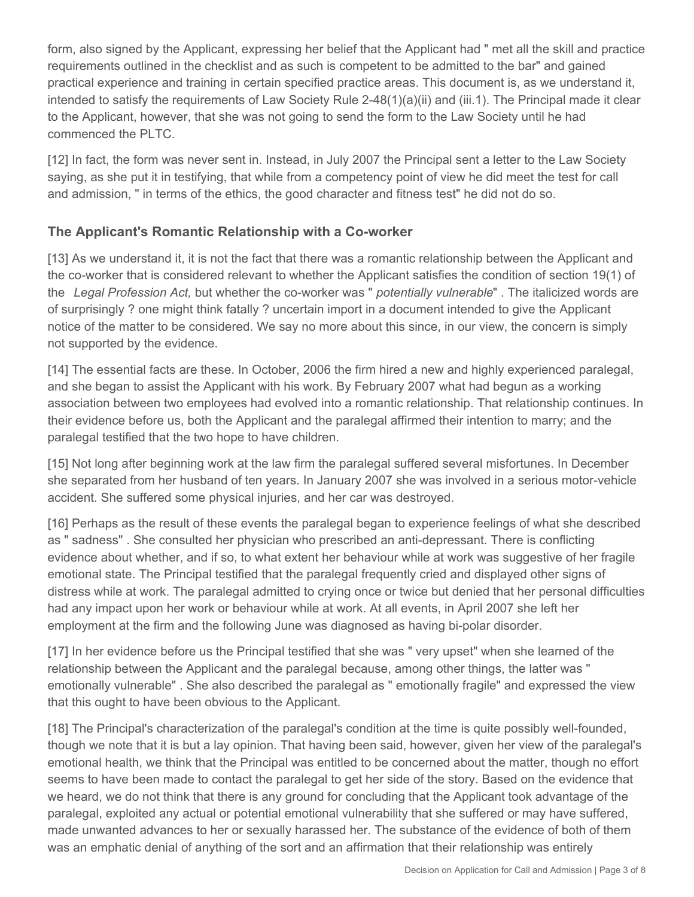form, also signed by the Applicant, expressing her belief that the Applicant had " met all the skill and practice requirements outlined in the checklist and as such is competent to be admitted to the bar" and gained practical experience and training in certain specified practice areas. This document is, as we understand it, intended to satisfy the requirements of Law Society Rule 2-48(1)(a)(ii) and (iii.1). The Principal made it clear to the Applicant, however, that she was not going to send the form to the Law Society until he had commenced the PLTC.

[12] In fact, the form was never sent in. Instead, in July 2007 the Principal sent a letter to the Law Society saying, as she put it in testifying, that while from a competency point of view he did meet the test for call and admission, " in terms of the ethics, the good character and fitness test" he did not do so.

## The Applicant's Romantic Relationship with a Co-worker

[13] As we understand it, it is not the fact that there was a romantic relationship between the Applicant and the co-worker that is considered relevant to whether the Applicant satisfies the condition of section 19(1) of the *Legal Profession Act,* but whether the co-worker was " *potentially vulnerable*" . The italicized words are of surprisingly ? one might think fatally ? uncertain import in a document intended to give the Applicant notice of the matter to be considered. We say no more about this since, in our view, the concern is simply not supported by the evidence.

[14] The essential facts are these. In October, 2006 the firm hired a new and highly experienced paralegal, and she began to assist the Applicant with his work. By February 2007 what had begun as a working association between two employees had evolved into a romantic relationship. That relationship continues. In their evidence before us, both the Applicant and the paralegal affirmed their intention to marry; and the paralegal testified that the two hope to have children.

[15] Not long after beginning work at the law firm the paralegal suffered several misfortunes. In December she separated from her husband of ten years. In January 2007 she was involved in a serious motor-vehicle accident. She suffered some physical injuries, and her car was destroyed.

[16] Perhaps as the result of these events the paralegal began to experience feelings of what she described as " sadness" . She consulted her physician who prescribed an anti-depressant. There is conflicting evidence about whether, and if so, to what extent her behaviour while at work was suggestive of her fragile emotional state. The Principal testified that the paralegal frequently cried and displayed other signs of distress while at work. The paralegal admitted to crying once or twice but denied that her personal difficulties had any impact upon her work or behaviour while at work. At all events, in April 2007 she left her employment at the firm and the following June was diagnosed as having bi-polar disorder.

[17] In her evidence before us the Principal testified that she was " very upset" when she learned of the relationship between the Applicant and the paralegal because, among other things, the latter was " emotionally vulnerable" . She also described the paralegal as " emotionally fragile" and expressed the view that this ought to have been obvious to the Applicant.

[18] The Principal's characterization of the paralegal's condition at the time is quite possibly well-founded, though we note that it is but a lay opinion. That having been said, however, given her view of the paralegal's emotional health, we think that the Principal was entitled to be concerned about the matter, though no effort seems to have been made to contact the paralegal to get her side of the story. Based on the evidence that we heard, we do not think that there is any ground for concluding that the Applicant took advantage of the paralegal, exploited any actual or potential emotional vulnerability that she suffered or may have suffered, made unwanted advances to her or sexually harassed her. The substance of the evidence of both of them was an emphatic denial of anything of the sort and an affirmation that their relationship was entirely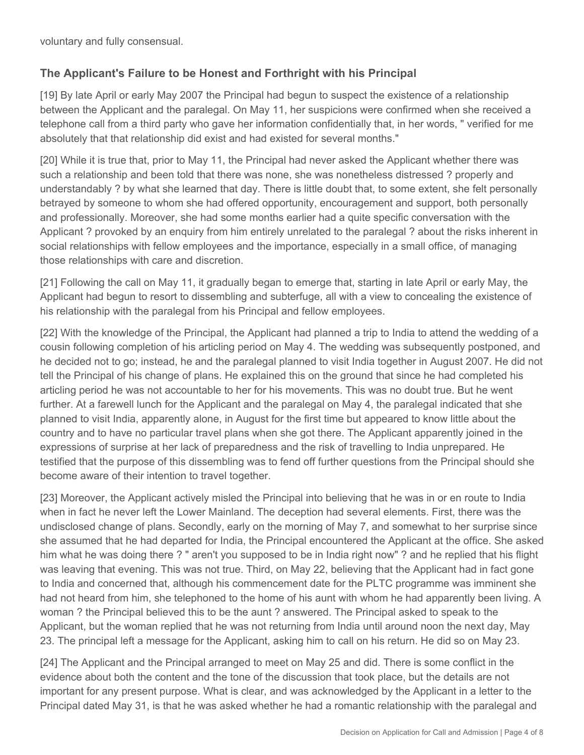voluntary and fully consensual.

## The Applicant's Failure to be Honest and Forthright with his Principal

[19] By late April or early May 2007 the Principal had begun to suspect the existence of a relationship between the Applicant and the paralegal. On May 11, her suspicions were confirmed when she received a telephone call from a third party who gave her information confidentially that, in her words, " verified for me absolutely that that relationship did exist and had existed for several months."

[20] While it is true that, prior to May 11, the Principal had never asked the Applicant whether there was such a relationship and been told that there was none, she was nonetheless distressed ? properly and understandably ? by what she learned that day. There is little doubt that, to some extent, she felt personally betrayed by someone to whom she had offered opportunity, encouragement and support, both personally and professionally. Moreover, she had some months earlier had a quite specific conversation with the Applicant ? provoked by an enquiry from him entirely unrelated to the paralegal ? about the risks inherent in social relationships with fellow employees and the importance, especially in a small office, of managing those relationships with care and discretion.

[21] Following the call on May 11, it gradually began to emerge that, starting in late April or early May, the Applicant had begun to resort to dissembling and subterfuge, all with a view to concealing the existence of his relationship with the paralegal from his Principal and fellow employees.

[22] With the knowledge of the Principal, the Applicant had planned a trip to India to attend the wedding of a cousin following completion of his articling period on May 4. The wedding was subsequently postponed, and he decided not to go; instead, he and the paralegal planned to visit India together in August 2007. He did not tell the Principal of his change of plans. He explained this on the ground that since he had completed his articling period he was not accountable to her for his movements. This was no doubt true. But he went further. At a farewell lunch for the Applicant and the paralegal on May 4, the paralegal indicated that she planned to visit India, apparently alone, in August for the first time but appeared to know little about the country and to have no particular travel plans when she got there. The Applicant apparently joined in the expressions of surprise at her lack of preparedness and the risk of travelling to India unprepared. He testified that the purpose of this dissembling was to fend off further questions from the Principal should she become aware of their intention to travel together.

[23] Moreover, the Applicant actively misled the Principal into believing that he was in or en route to India when in fact he never left the Lower Mainland. The deception had several elements. First, there was the undisclosed change of plans. Secondly, early on the morning of May 7, and somewhat to her surprise since she assumed that he had departed for India, the Principal encountered the Applicant at the office. She asked him what he was doing there ? " aren't you supposed to be in India right now" ? and he replied that his flight was leaving that evening. This was not true. Third, on May 22, believing that the Applicant had in fact gone to India and concerned that, although his commencement date for the PLTC programme was imminent she had not heard from him, she telephoned to the home of his aunt with whom he had apparently been living. A woman ? the Principal believed this to be the aunt ? answered. The Principal asked to speak to the Applicant, but the woman replied that he was not returning from India until around noon the next day, May 23. The principal left a message for the Applicant, asking him to call on his return. He did so on May 23.

[24] The Applicant and the Principal arranged to meet on May 25 and did. There is some conflict in the evidence about both the content and the tone of the discussion that took place, but the details are not important for any present purpose. What is clear, and was acknowledged by the Applicant in a letter to the Principal dated May 31, is that he was asked whether he had a romantic relationship with the paralegal and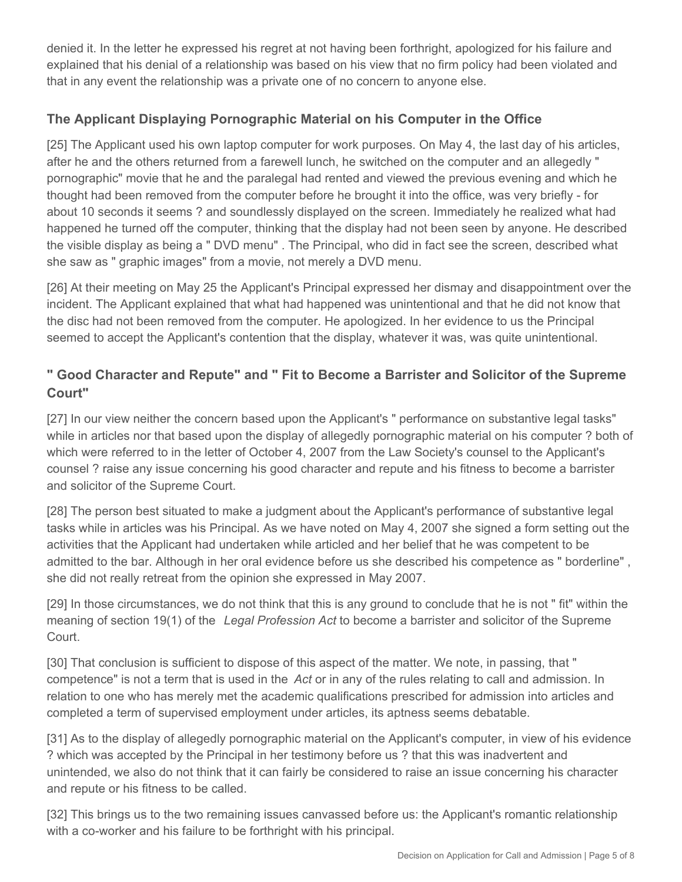denied it. In the letter he expressed his regret at not having been forthright, apologized for his failure and explained that his denial of a relationship was based on his view that no firm policy had been violated and that in any event the relationship was a private one of no concern to anyone else.

### The Applicant Displaying Pornographic Material on his Computer in the Office

[25] The Applicant used his own laptop computer for work purposes. On May 4, the last day of his articles, after he and the others returned from a farewell lunch, he switched on the computer and an allegedly " pornographic" movie that he and the paralegal had rented and viewed the previous evening and which he thought had been removed from the computer before he brought it into the office, was very briefly - for about 10 seconds it seems ? and soundlessly displayed on the screen. Immediately he realized what had happened he turned off the computer, thinking that the display had not been seen by anyone. He described the visible display as being a " DVD menu" . The Principal, who did in fact see the screen, described what she saw as " graphic images" from a movie, not merely a DVD menu.

[26] At their meeting on May 25 the Applicant's Principal expressed her dismay and disappointment over the incident. The Applicant explained that what had happened was unintentional and that he did not know that the disc had not been removed from the computer. He apologized. In her evidence to us the Principal seemed to accept the Applicant's contention that the display, whatever it was, was quite unintentional.

### " Good Character and Repute" and " Fit to Become a Barrister and Solicitor of the Supreme Court"

[27] In our view neither the concern based upon the Applicant's " performance on substantive legal tasks" while in articles nor that based upon the display of allegedly pornographic material on his computer ? both of which were referred to in the letter of October 4, 2007 from the Law Society's counsel to the Applicant's counsel ? raise any issue concerning his good character and repute and his fitness to become a barrister and solicitor of the Supreme Court.

[28] The person best situated to make a judgment about the Applicant's performance of substantive legal tasks while in articles was his Principal. As we have noted on May 4, 2007 she signed a form setting out the activities that the Applicant had undertaken while articled and her belief that he was competent to be admitted to the bar. Although in her oral evidence before us she described his competence as " borderline" , she did not really retreat from the opinion she expressed in May 2007.

[29] In those circumstances, we do not think that this is any ground to conclude that he is not " fit" within the meaning of section 19(1) of the *Legal Profession Act* to become a barrister and solicitor of the Supreme Court.

[30] That conclusion is sufficient to dispose of this aspect of the matter. We note, in passing, that " competence" is not a term that is used in the *Act* or in any of the rules relating to call and admission. In relation to one who has merely met the academic qualifications prescribed for admission into articles and completed a term of supervised employment under articles, its aptness seems debatable.

[31] As to the display of allegedly pornographic material on the Applicant's computer, in view of his evidence ? which was accepted by the Principal in her testimony before us ? that this was inadvertent and unintended, we also do not think that it can fairly be considered to raise an issue concerning his character and repute or his fitness to be called.

[32] This brings us to the two remaining issues canvassed before us: the Applicant's romantic relationship with a co-worker and his failure to be forthright with his principal.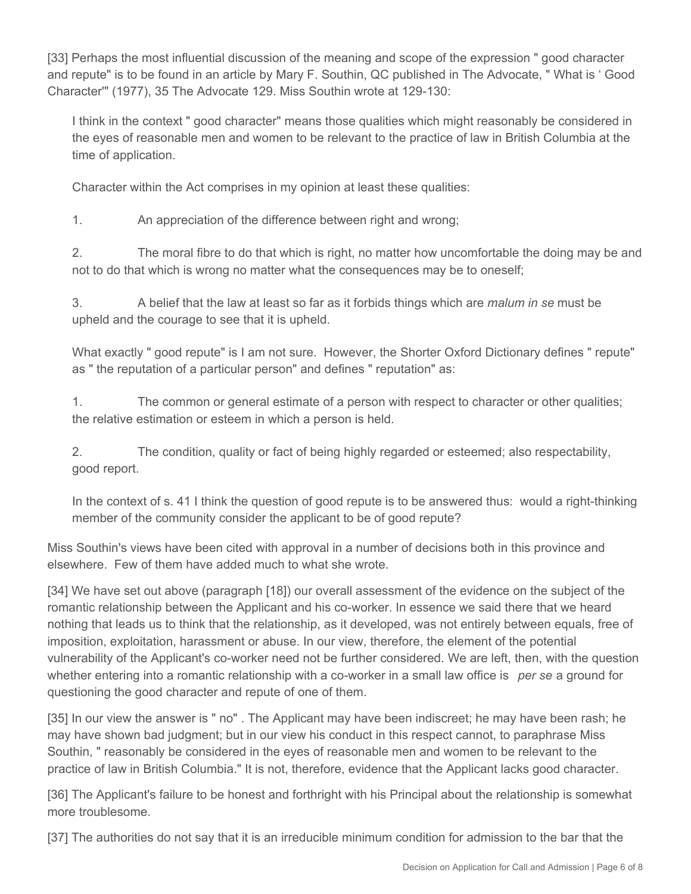[33] Perhaps the most influential discussion of the meaning and scope of the expression " good character and repute" is to be found in an article by Mary F. Southin, QC published in The Advocate, " What is ' Good Character'" (1977), 35 The Advocate 129. Miss Southin wrote at 129-130:

> I think in the context " good character" means those qualities which might reasonably be considered in the eyes of reasonable men and women to be relevant to the practice of law in British Columbia at the time of application.
>
> Character within the Act comprises in my opinion at least these qualities:
>
> 1. An appreciation of the difference between right and wrong;
>
> 2. The moral fibre to do that which is right, no matter how uncomfortable the doing may be and not to do that which is wrong no matter what the consequences may be to oneself;
>
> 3. A belief that the law at least so far as it forbids things which are *malum in se* must be upheld and the courage to see that it is upheld.
>
> What exactly " good repute" is I am not sure. However, the Shorter Oxford Dictionary defines " repute" as " the reputation of a particular person" and defines " reputation" as:
>
> 1. The common or general estimate of a person with respect to character or other qualities; the relative estimation or esteem in which a person is held.
>
> 2. The condition, quality or fact of being highly regarded or esteemed; also respectability, good report.
>
> In the context of s. 41 I think the question of good repute is to be answered thus: would a right-thinking member of the community consider the applicant to be of good repute?

Miss Southin's views have been cited with approval in a number of decisions both in this province and elsewhere. Few of them have added much to what she wrote.

[34] We have set out above (paragraph [18]) our overall assessment of the evidence on the subject of the romantic relationship between the Applicant and his co-worker. In essence we said there that we heard nothing that leads us to think that the relationship, as it developed, was not entirely between equals, free of imposition, exploitation, harassment or abuse. In our view, therefore, the element of the potential vulnerability of the Applicant's co-worker need not be further considered. We are left, then, with the question whether entering into a romantic relationship with a co-worker in a small law office is *per se* a ground for questioning the good character and repute of one of them.

[35] In our view the answer is " no" . The Applicant may have been indiscreet; he may have been rash; he may have shown bad judgment; but in our view his conduct in this respect cannot, to paraphrase Miss Southin, " reasonably be considered in the eyes of reasonable men and women to be relevant to the practice of law in British Columbia." It is not, therefore, evidence that the Applicant lacks good character.

[36] The Applicant's failure to be honest and forthright with his Principal about the relationship is somewhat more troublesome.

[37] The authorities do not say that it is an irreducible minimum condition for admission to the bar that the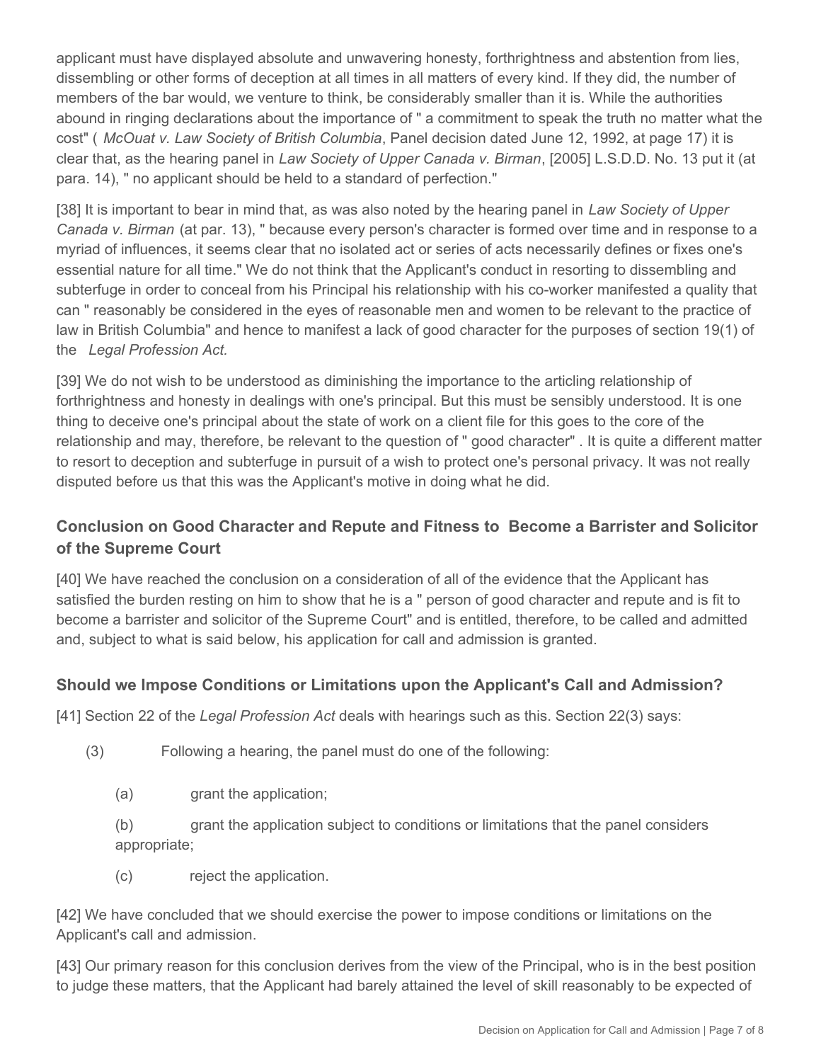applicant must have displayed absolute and unwavering honesty, forthrightness and abstention from lies, dissembling or other forms of deception at all times in all matters of every kind. If they did, the number of members of the bar would, we venture to think, be considerably smaller than it is. While the authorities abound in ringing declarations about the importance of " a commitment to speak the truth no matter what the cost" ( *McOuat v. Law Society of British Columbia*, Panel decision dated June 12, 1992, at page 17) it is clear that, as the hearing panel in *Law Society of Upper Canada v. Birman*, [2005] L.S.D.D. No. 13 put it (at para. 14), " no applicant should be held to a standard of perfection."

[38] It is important to bear in mind that, as was also noted by the hearing panel in *Law Society of Upper Canada v. Birman* (at par. 13), " because every person's character is formed over time and in response to a myriad of influences, it seems clear that no isolated act or series of acts necessarily defines or fixes one's essential nature for all time." We do not think that the Applicant's conduct in resorting to dissembling and subterfuge in order to conceal from his Principal his relationship with his co-worker manifested a quality that can " reasonably be considered in the eyes of reasonable men and women to be relevant to the practice of law in British Columbia" and hence to manifest a lack of good character for the purposes of section 19(1) of the *Legal Profession Act.*

[39] We do not wish to be understood as diminishing the importance to the articling relationship of forthrightness and honesty in dealings with one's principal. But this must be sensibly understood. It is one thing to deceive one's principal about the state of work on a client file for this goes to the core of the relationship and may, therefore, be relevant to the question of " good character" . It is quite a different matter to resort to deception and subterfuge in pursuit of a wish to protect one's personal privacy. It was not really disputed before us that this was the Applicant's motive in doing what he did.

## Conclusion on Good Character and Repute and Fitness to Become a Barrister and Solicitor of the Supreme Court

[40] We have reached the conclusion on a consideration of all of the evidence that the Applicant has satisfied the burden resting on him to show that he is a " person of good character and repute and is fit to become a barrister and solicitor of the Supreme Court" and is entitled, therefore, to be called and admitted and, subject to what is said below, his application for call and admission is granted.

## Should we Impose Conditions or Limitations upon the Applicant's Call and Admission?

[41] Section 22 of the *Legal Profession Act* deals with hearings such as this. Section 22(3) says:

(3) Following a hearing, the panel must do one of the following:

(a) grant the application;

(b) grant the application subject to conditions or limitations that the panel considers appropriate;

(c) reject the application.

[42] We have concluded that we should exercise the power to impose conditions or limitations on the Applicant's call and admission.

[43] Our primary reason for this conclusion derives from the view of the Principal, who is in the best position to judge these matters, that the Applicant had barely attained the level of skill reasonably to be expected of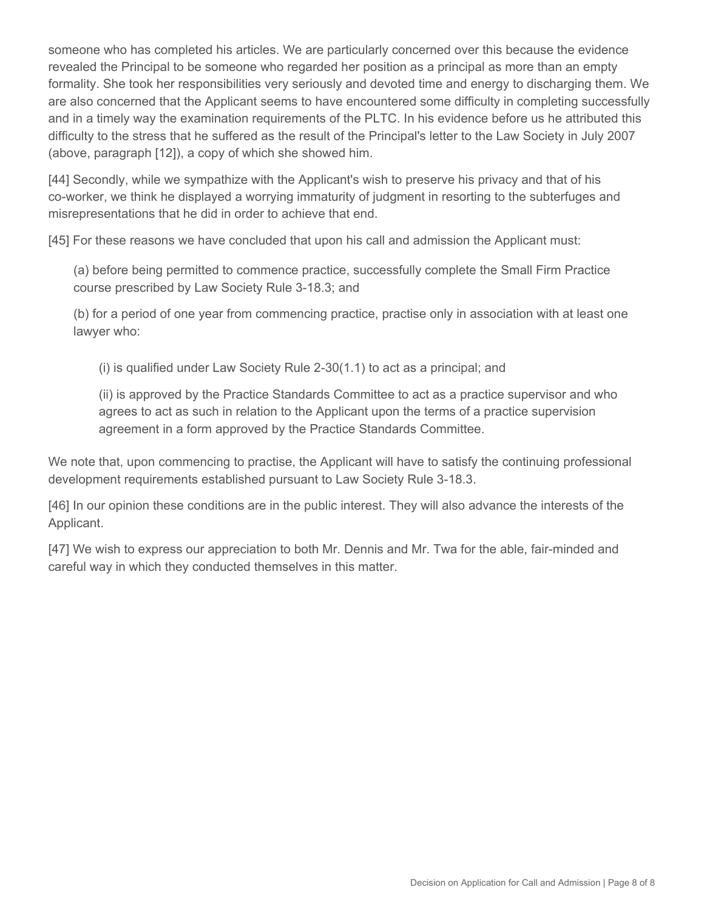someone who has completed his articles. We are particularly concerned over this because the evidence revealed the Principal to be someone who regarded her position as a principal as more than an empty formality. She took her responsibilities very seriously and devoted time and energy to discharging them. We are also concerned that the Applicant seems to have encountered some difficulty in completing successfully and in a timely way the examination requirements of the PLTC. In his evidence before us he attributed this difficulty to the stress that he suffered as the result of the Principal's letter to the Law Society in July 2007 (above, paragraph [12]), a copy of which she showed him.

[44] Secondly, while we sympathize with the Applicant's wish to preserve his privacy and that of his co-worker, we think he displayed a worrying immaturity of judgment in resorting to the subterfuges and misrepresentations that he did in order to achieve that end.

[45] For these reasons we have concluded that upon his call and admission the Applicant must:

(a) before being permitted to commence practice, successfully complete the Small Firm Practice course prescribed by Law Society Rule 3-18.3; and

(b) for a period of one year from commencing practice, practise only in association with at least one lawyer who:

(i) is qualified under Law Society Rule 2-30(1.1) to act as a principal; and

(ii) is approved by the Practice Standards Committee to act as a practice supervisor and who agrees to act as such in relation to the Applicant upon the terms of a practice supervision agreement in a form approved by the Practice Standards Committee.

We note that, upon commencing to practise, the Applicant will have to satisfy the continuing professional development requirements established pursuant to Law Society Rule 3-18.3.

[46] In our opinion these conditions are in the public interest. They will also advance the interests of the Applicant.

[47] We wish to express our appreciation to both Mr. Dennis and Mr. Twa for the able, fair-minded and careful way in which they conducted themselves in this matter.